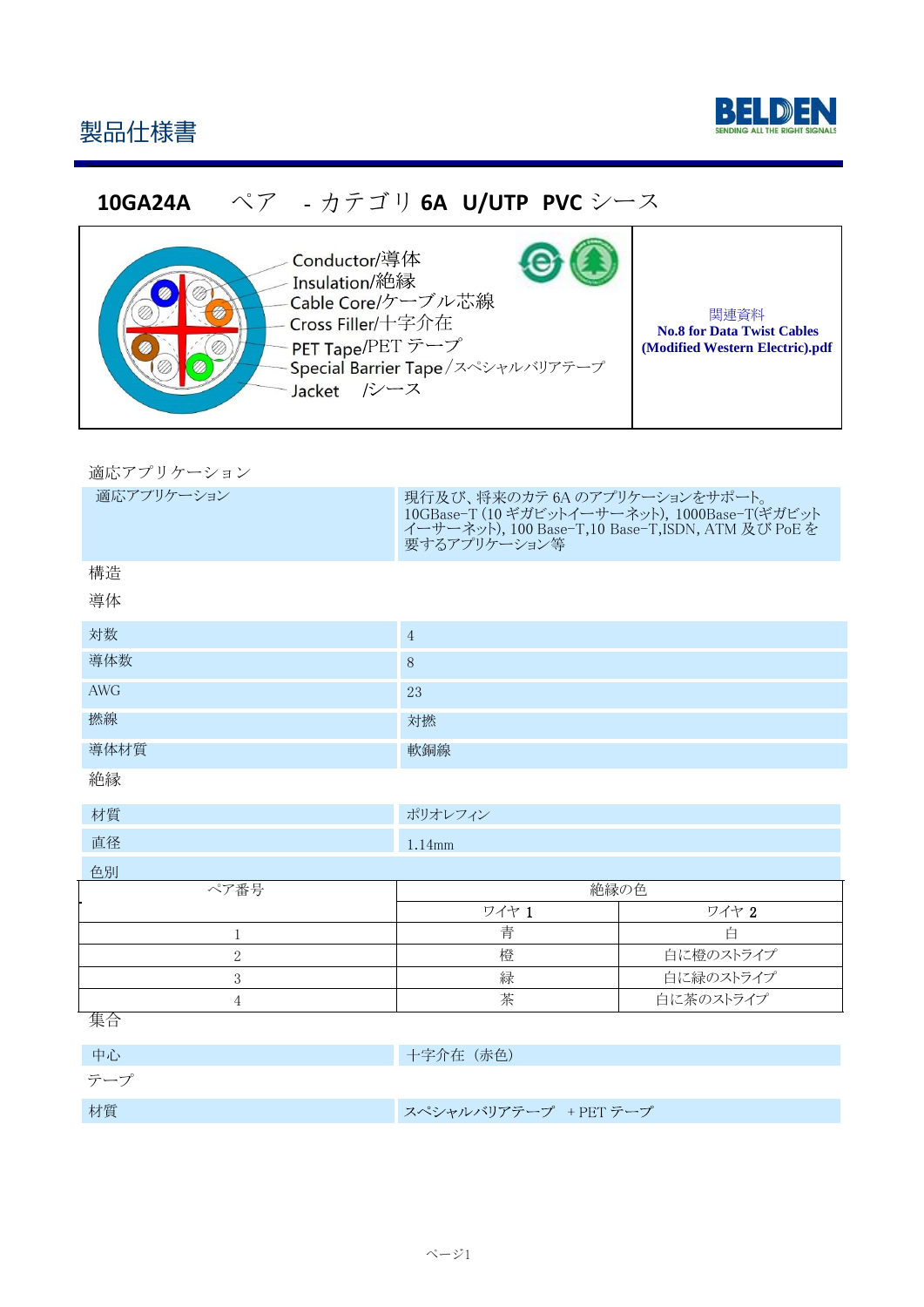# 製品仕様書

## 10GA24A　ペア　- カテゴリ 6A U/UTP PVC シース

Conductor/導体
Insulation/絶縁
Cable Core/ケーブル芯線
Cross Filler/十字介在
PET Tape/PET テープ
Special Barrier Tape/スペシャルバリアテープ
Jacket　/シース

関連資料
**No.8 for Data Twist Cables (Modified Western Electric).pdf**

### 適応アプリケーション

| 適応アプリケーション | 現行及び、将来のカテ 6A のアプリケーションをサポート。10GBase-T (10 ギガビットイーサーネット), 1000Base-T(ギガビットイーサーネット), 100 Base-T,10 Base-T,ISDN, ATM 及び PoE を要するアプリケーション等 |
|---|---|

### 構造

#### 導体

| 対数 | 4 |
|---|---|
| 導体数 | 8 |
| AWG | 23 |
| 撚線 | 対撚 |
| 導体材質 | 軟銅線 |

#### 絶縁

| 材質 | ポリオレフィン |
|---|---|
| 直径 | 1.14mm |

色別

| ペア番号 | 絶縁の色 | |
|---|---|---|
| | ワイヤ 1 | ワイヤ 2 |
| 1 | 青 | 白 |
| 2 | 橙 | 白に橙のストライプ |
| 3 | 緑 | 白に緑のストライプ |
| 4 | 茶 | 白に茶のストライプ |

#### 集合

| 中心 | 十字介在（赤色） |
|---|---|

#### テープ

| 材質 | スペシャルバリアテープ　+ PET テープ |
|---|---|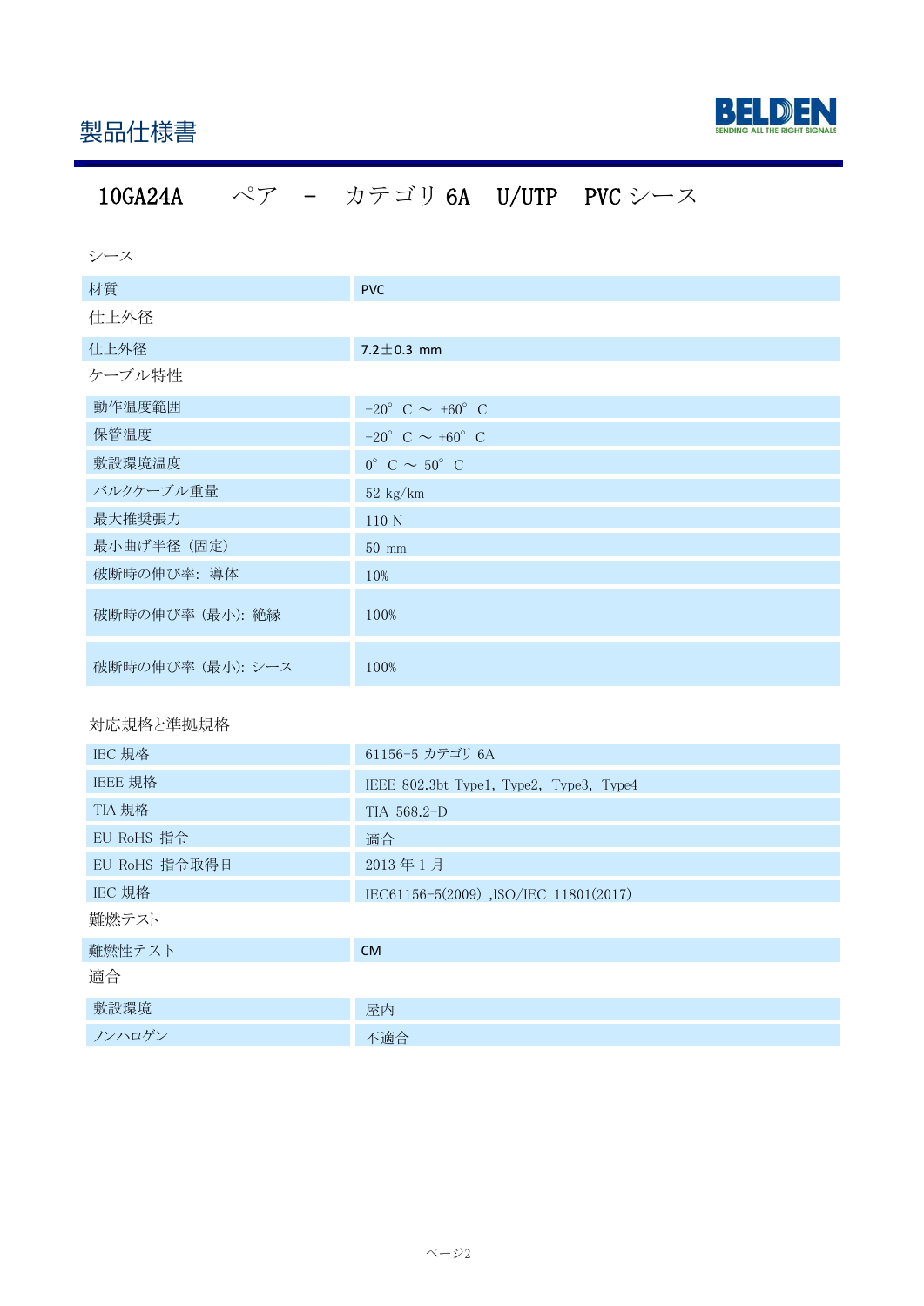# 製品仕様書

## 10GA24A　　ペア　－　カテゴリ 6A　U/UTP　PVC シース

### シース

| 材質 | PVC |
|---|---|

### 仕上外径

| 仕上外径 | 7.2±0.3 mm |
|---|---|

### ケーブル特性

| 動作温度範囲 | -20° C ～ +60° C |
|---|---|
| 保管温度 | -20° C ～ +60° C |
| 敷設環境温度 | 0° C ～ 50° C |
| バルクケーブル重量 | 52 kg/km |
| 最大推奨張力 | 110 N |
| 最小曲げ半径（固定） | 50 mm |
| 破断時の伸び率: 導体 | 10% |
| 破断時の伸び率（最小）: 絶縁 | 100% |
| 破断時の伸び率（最小）: シース | 100% |

### 対応規格と準拠規格

| IEC 規格 | 61156-5 カテゴリ 6A |
|---|---|
| IEEE 規格 | IEEE 802.3bt Type1, Type2, Type3, Type4 |
| TIA 規格 | TIA 568.2-D |
| EU RoHS 指令 | 適合 |
| EU RoHS 指令取得日 | 2013 年 1 月 |
| IEC 規格 | IEC61156-5(2009) ,ISO/IEC 11801(2017) |

### 難燃テスト

| 難燃性テスト | CM |
|---|---|

### 適合

| 敷設環境 | 屋内 |
|---|---|
| ノンハロゲン | 不適合 |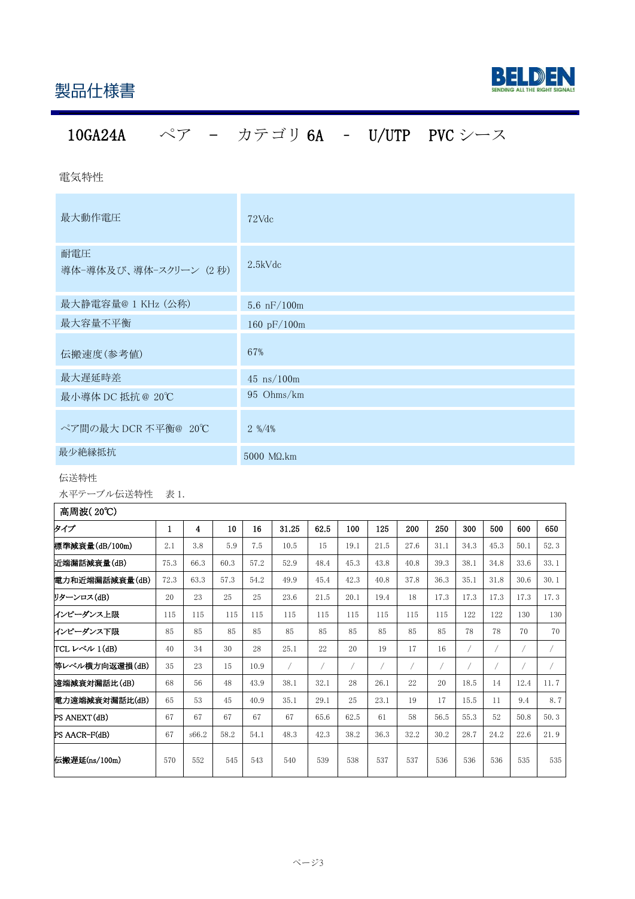# 製品仕様書

## 10GA24A　　ペア　－　カテゴリ 6A　－　U/UTP　PVC シース

電気特性

| | |
|---|---|
| 最大動作電圧 | 72Vdc |
| 耐電圧<br>導体-導体及び、導体-スクリーン (2 秒) | 2.5kVdc |
| 最大静電容量@ 1 KHz (公称) | 5.6 nF/100m |
| 最大容量不平衡 | 160 pF/100m |
| 伝搬速度(参考値) | 67% |
| 最大遅延時差 | 45 ns/100m |
| 最小導体 DC 抵抗 @ 20℃ | 95 Ohms/km |
| ペア間の最大 DCR 不平衡@ 20℃ | 2 %/4% |
| 最少絶縁抵抗 | 5000 MΩ.km |

伝送特性

水平テーブル伝送特性　表 1.

| 高周波( 20℃) | | | | | | | | | | | | | | |
|---|---|---|---|---|---|---|---|---|---|---|---|---|---|---|
| タイプ | 1 | 4 | 10 | 16 | 31.25 | 62.5 | 100 | 125 | 200 | 250 | 300 | 500 | 600 | 650 |
| 標準減衰量(dB/100m) | 2.1 | 3.8 | 5.9 | 7.5 | 10.5 | 15 | 19.1 | 21.5 | 27.6 | 31.1 | 34.3 | 45.3 | 50.1 | 52.3 |
| 近端漏話減衰量(dB) | 75.3 | 66.3 | 60.3 | 57.2 | 52.9 | 48.4 | 45.3 | 43.8 | 40.8 | 39.3 | 38.1 | 34.8 | 33.6 | 33.1 |
| 電力和近端漏話減衰量(dB) | 72.3 | 63.3 | 57.3 | 54.2 | 49.9 | 45.4 | 42.3 | 40.8 | 37.8 | 36.3 | 35.1 | 31.8 | 30.6 | 30.1 |
| リターンロス(dB) | 20 | 23 | 25 | 25 | 23.6 | 21.5 | 20.1 | 19.4 | 18 | 17.3 | 17.3 | 17.3 | 17.3 | 17.3 |
| インピーダンス上限 | 115 | 115 | 115 | 115 | 115 | 115 | 115 | 115 | 115 | 115 | 122 | 122 | 130 | 130 |
| インピーダンス下限 | 85 | 85 | 85 | 85 | 85 | 85 | 85 | 85 | 85 | 85 | 78 | 78 | 70 | 70 |
| TCL レベル 1(dB) | 40 | 34 | 30 | 28 | 25.1 | 22 | 20 | 19 | 17 | 16 | / | / | / | / |
| 等レベル横方向返還損(dB) | 35 | 23 | 15 | 10.9 | / | / | / | / | / | / | / | / | / | / |
| 遠端減衰対漏話比(dB) | 68 | 56 | 48 | 43.9 | 38.1 | 32.1 | 28 | 26.1 | 22 | 20 | 18.5 | 14 | 12.4 | 11.7 |
| 電力遠端減衰対漏話比(dB) | 65 | 53 | 45 | 40.9 | 35.1 | 29.1 | 25 | 23.1 | 19 | 17 | 15.5 | 11 | 9.4 | 8.7 |
| PS ANEXT(dB) | 67 | 67 | 67 | 67 | 67 | 65.6 | 62.5 | 61 | 58 | 56.5 | 55.3 | 52 | 50.8 | 50.3 |
| PS AACR-F(dB) | 67 | s66.2 | 58.2 | 54.1 | 48.3 | 42.3 | 38.2 | 36.3 | 32.2 | 30.2 | 28.7 | 24.2 | 22.6 | 21.9 |
| 伝搬遅延(ns/100m) | 570 | 552 | 545 | 543 | 540 | 539 | 538 | 537 | 537 | 536 | 536 | 536 | 535 | 535 |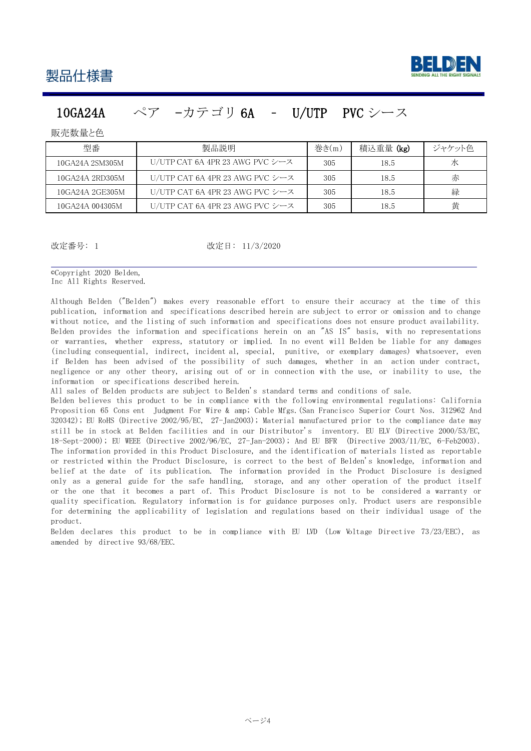# 製品仕様書

## 10GA24A　ペア　-カテゴリ 6A　-　U/UTP　PVC シース

販売数量と色

| 型番 | 製品説明 | 巻き(m) | 積込重量 (kg) | ジャケット色 |
| --- | --- | --- | --- | --- |
| 10GA24A 2SM305M | U/UTP CAT 6A 4PR 23 AWG PVC シース | 305 | 18.5 | 水 |
| 10GA24A 2RD305M | U/UTP CAT 6A 4PR 23 AWG PVC シース | 305 | 18.5 | 赤 |
| 10GA24A 2GE305M | U/UTP CAT 6A 4PR 23 AWG PVC シース | 305 | 18.5 | 緑 |
| 10GA24A 004305M | U/UTP CAT 6A 4PR 23 AWG PVC シース | 305 | 18.5 | 黄 |

改定番号: 1　　　　　　　　　　改定日: 11/3/2020

©Copyright 2020 Belden,
Inc All Rights Reserved.

Although Belden ("Belden") makes every reasonable effort to ensure their accuracy at the time of this publication, information and specifications described herein are subject to error or omission and to change without notice, and the listing of such information and specifications does not ensure product availability. Belden provides the information and specifications herein on an "AS IS" basis, with no representations or warranties, whether express, statutory or implied. In no event will Belden be liable for any damages (including consequential, indirect, incident al, special, punitive, or exemplary damages) whatsoever, even if Belden has been advised of the possibility of such damages, whether in an action under contract, negligence or any other theory, arising out of or in connection with the use, or inability to use, the information or specifications described herein.
All sales of Belden products are subject to Belden's standard terms and conditions of sale.
Belden believes this product to be in compliance with the following environmental regulations: California Proposition 65 Cons ent Judgment For Wire & amp; Cable Mfgs.(San Francisco Superior Court Nos. 312962 And 320342); EU RoHS (Directive 2002/95/EC, 27-Jan2003); Material manufactured prior to the compliance date may still be in stock at Belden facilities and in our Distributor's inventory. EU ELV (Directive 2000/53/EC, 18-Sept-2000); EU WEEE (Directive 2002/96/EC, 27-Jan-2003); And EU BFR (Directive 2003/11/EC, 6-Feb2003). The information provided in this Product Disclosure, and the identification of materials listed as reportable or restricted within the Product Disclosure, is correct to the best of Belden's knowledge, information and belief at the date of its publication. The information provided in the Product Disclosure is designed only as a general guide for the safe handling, storage, and any other operation of the product itself or the one that it becomes a part of. This Product Disclosure is not to be considered a warranty or quality specification. Regulatory information is for guidance purposes only. Product users are responsible for determining the applicability of legislation and regulations based on their individual usage of the product.
Belden declares this product to be in compliance with EU LVD (Low Voltage Directive 73/23/EEC), as amended by directive 93/68/EEC.